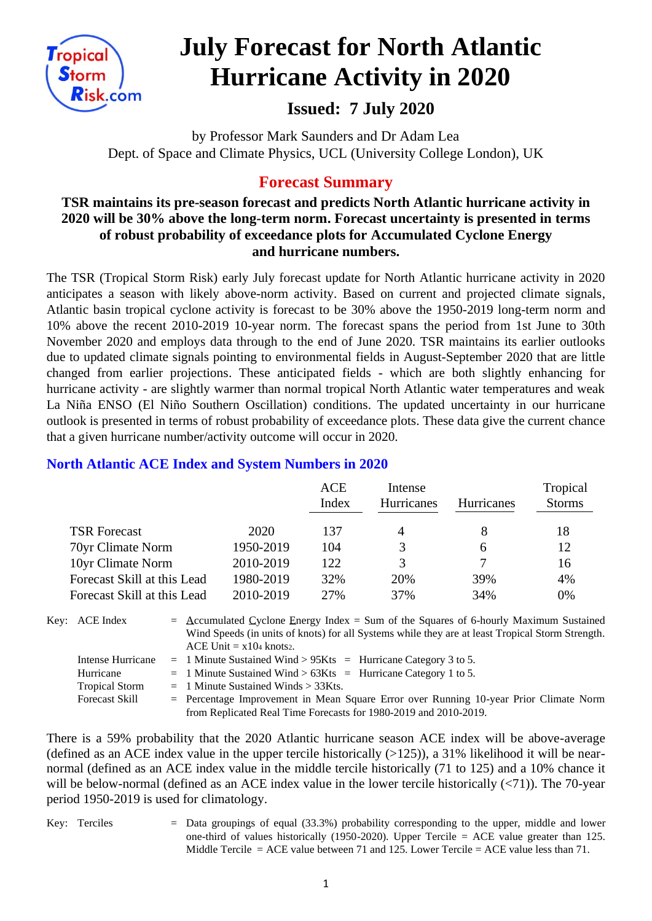# July Forecast for North Atlantic Hurricane Activity in 2020

## Issued: 7 July 2020

by Professor Mark Saunders and Dr Adam Lea
Dept. of Space and Climate Physics, UCL (University College London), UK

## Forecast Summary

**TSR maintains its pre-season forecast and predicts North Atlantic hurricane activity in 2020 will be 30% above the long-term norm. Forecast uncertainty is presented in terms of robust probability of exceedance plots for Accumulated Cyclone Energy and hurricane numbers.**

The TSR (Tropical Storm Risk) early July forecast update for North Atlantic hurricane activity in 2020 anticipates a season with likely above-norm activity. Based on current and projected climate signals, Atlantic basin tropical cyclone activity is forecast to be 30% above the 1950-2019 long-term norm and 10% above the recent 2010-2019 10-year norm. The forecast spans the period from 1st June to 30th November 2020 and employs data through to the end of June 2020. TSR maintains its earlier outlooks due to updated climate signals pointing to environmental fields in August-September 2020 that are little changed from earlier projections. These anticipated fields - which are both slightly enhancing for hurricane activity - are slightly warmer than normal tropical North Atlantic water temperatures and weak La Niña ENSO (El Niño Southern Oscillation) conditions. The updated uncertainty in our hurricane outlook is presented in terms of robust probability of exceedance plots. These data give the current chance that a given hurricane number/activity outcome will occur in 2020.

### North Atlantic ACE Index and System Numbers in 2020

| | | ACE Index | Intense Hurricanes | Hurricanes | Tropical Storms |
|---|---|---|---|---|---|
| TSR Forecast | 2020 | 137 | 4 | 8 | 18 |
| 70yr Climate Norm | 1950-2019 | 104 | 3 | 6 | 12 |
| 10yr Climate Norm | 2010-2019 | 122 | 3 | 7 | 16 |
| Forecast Skill at this Lead | 1980-2019 | 32% | 20% | 39% | 4% |
| Forecast Skill at this Lead | 2010-2019 | 27% | 37% | 34% | 0% |

Key: ACE Index = Accumulated Cyclone Energy Index = Sum of the Squares of 6-hourly Maximum Sustained Wind Speeds (in units of knots) for all Systems while they are at least Tropical Storm Strength. ACE Unit = $x10^4$ knots$^2$.
Intense Hurricane = 1 Minute Sustained Wind > 95Kts = Hurricane Category 3 to 5.
Hurricane = 1 Minute Sustained Wind > 63Kts = Hurricane Category 1 to 5.
Tropical Storm = 1 Minute Sustained Winds > 33Kts.
Forecast Skill = Percentage Improvement in Mean Square Error over Running 10-year Prior Climate Norm from Replicated Real Time Forecasts for 1980-2019 and 2010-2019.

There is a 59% probability that the 2020 Atlantic hurricane season ACE index will be above-average (defined as an ACE index value in the upper tercile historically (>125)), a 31% likelihood it will be near-normal (defined as an ACE index value in the middle tercile historically (71 to 125) and a 10% chance it will be below-normal (defined as an ACE index value in the lower tercile historically (<71)). The 70-year period 1950-2019 is used for climatology.

Key: Terciles = Data groupings of equal (33.3%) probability corresponding to the upper, middle and lower one-third of values historically (1950-2020). Upper Tercile = ACE value greater than 125. Middle Tercile = ACE value between 71 and 125. Lower Tercile = ACE value less than 71.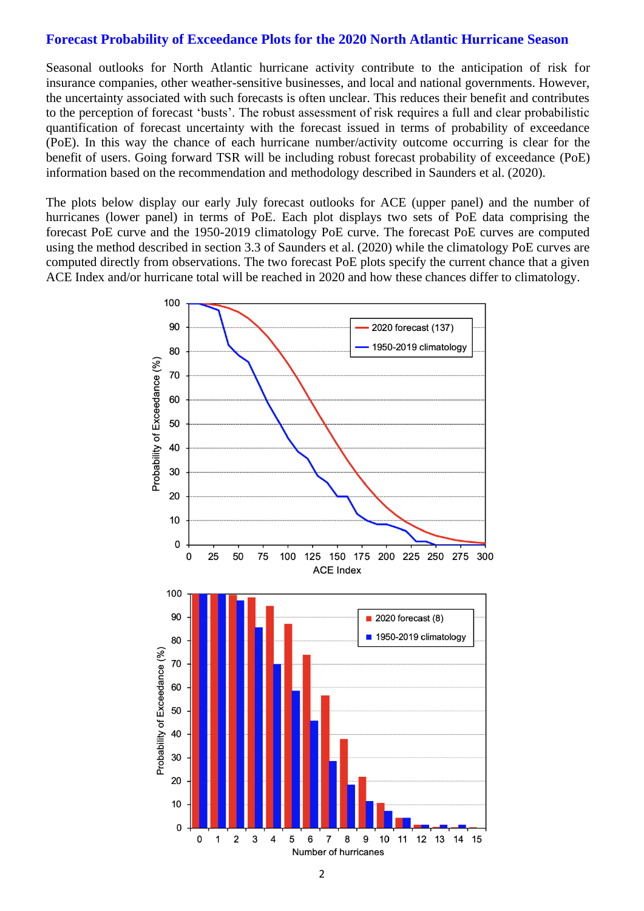## Forecast Probability of Exceedance Plots for the 2020 North Atlantic Hurricane Season

Seasonal outlooks for North Atlantic hurricane activity contribute to the anticipation of risk for insurance companies, other weather-sensitive businesses, and local and national governments. However, the uncertainty associated with such forecasts is often unclear. This reduces their benefit and contributes to the perception of forecast 'busts'. The robust assessment of risk requires a full and clear probabilistic quantification of forecast uncertainty with the forecast issued in terms of probability of exceedance (PoE). In this way the chance of each hurricane number/activity outcome occurring is clear for the benefit of users. Going forward TSR will be including robust forecast probability of exceedance (PoE) information based on the recommendation and methodology described in Saunders et al. (2020).

The plots below display our early July forecast outlooks for ACE (upper panel) and the number of hurricanes (lower panel) in terms of PoE. Each plot displays two sets of PoE data comprising the forecast PoE curve and the 1950-2019 climatology PoE curve. The forecast PoE curves are computed using the method described in section 3.3 of Saunders et al. (2020) while the climatology PoE curves are computed directly from observations. The two forecast PoE plots specify the current chance that a given ACE Index and/or hurricane total will be reached in 2020 and how these chances differ to climatology.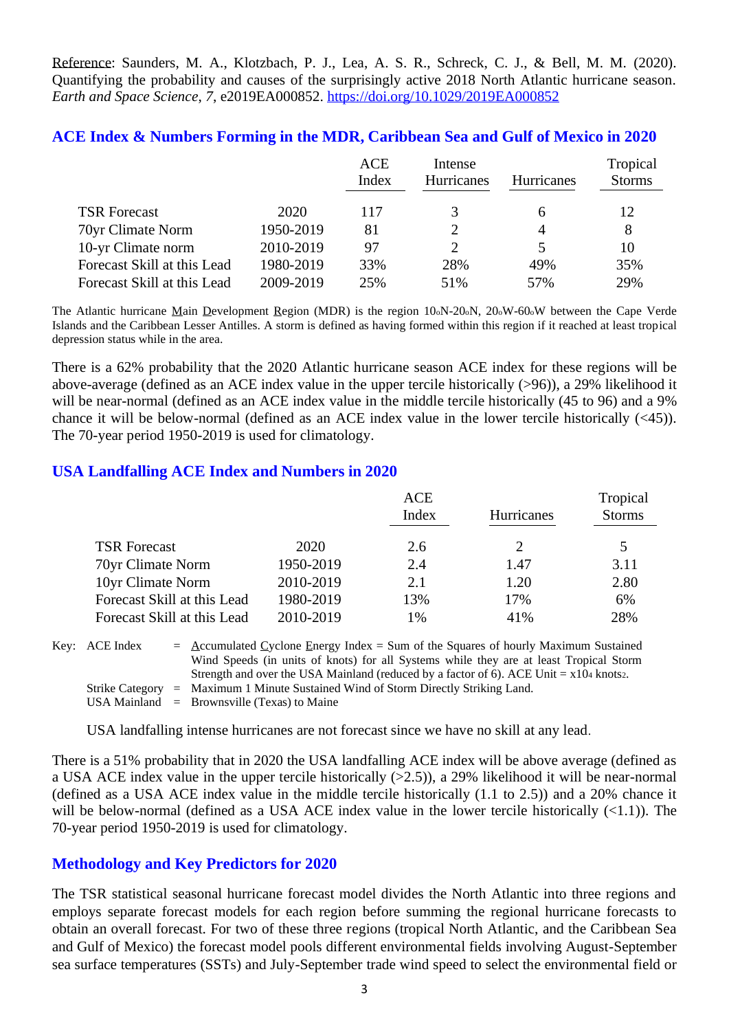Reference: Saunders, M. A., Klotzbach, P. J., Lea, A. S. R., Schreck, C. J., & Bell, M. M. (2020). Quantifying the probability and causes of the surprisingly active 2018 North Atlantic hurricane season. *Earth and Space Science*, *7*, e2019EA000852. https://doi.org/10.1029/2019EA000852

## ACE Index & Numbers Forming in the MDR, Caribbean Sea and Gulf of Mexico in 2020

| | | ACE Index | Intense Hurricanes | Hurricanes | Tropical Storms |
|---|---|---|---|---|---|
| TSR Forecast | 2020 | 117 | 3 | 6 | 12 |
| 70yr Climate Norm | 1950-2019 | 81 | 2 | 4 | 8 |
| 10-yr Climate norm | 2010-2019 | 97 | 2 | 5 | 10 |
| Forecast Skill at this Lead | 1980-2019 | 33% | 28% | 49% | 35% |
| Forecast Skill at this Lead | 2009-2019 | 25% | 51% | 57% | 29% |

The Atlantic hurricane Main Development Region (MDR) is the region 10°N-20°N, 20°W-60°W between the Cape Verde Islands and the Caribbean Lesser Antilles. A storm is defined as having formed within this region if it reached at least tropical depression status while in the area.

There is a 62% probability that the 2020 Atlantic hurricane season ACE index for these regions will be above-average (defined as an ACE index value in the upper tercile historically (>96)), a 29% likelihood it will be near-normal (defined as an ACE index value in the middle tercile historically (45 to 96) and a 9% chance it will be below-normal (defined as an ACE index value in the lower tercile historically (<45)). The 70-year period 1950-2019 is used for climatology.

## USA Landfalling ACE Index and Numbers in 2020

| | | ACE Index | Hurricanes | Tropical Storms |
|---|---|---|---|---|
| TSR Forecast | 2020 | 2.6 | 2 | 5 |
| 70yr Climate Norm | 1950-2019 | 2.4 | 1.47 | 3.11 |
| 10yr Climate Norm | 2010-2019 | 2.1 | 1.20 | 2.80 |
| Forecast Skill at this Lead | 1980-2019 | 13% | 17% | 6% |
| Forecast Skill at this Lead | 2010-2019 | 1% | 41% | 28% |

Key: ACE Index = Accumulated Cyclone Energy Index = Sum of the Squares of hourly Maximum Sustained Wind Speeds (in units of knots) for all Systems while they are at least Tropical Storm Strength and over the USA Mainland (reduced by a factor of 6). ACE Unit = $x10^4$ $knots^2$.
Strike Category = Maximum 1 Minute Sustained Wind of Storm Directly Striking Land.
USA Mainland = Brownsville (Texas) to Maine

USA landfalling intense hurricanes are not forecast since we have no skill at any lead.

There is a 51% probability that in 2020 the USA landfalling ACE index will be above average (defined as a USA ACE index value in the upper tercile historically (>2.5)), a 29% likelihood it will be near-normal (defined as a USA ACE index value in the middle tercile historically (1.1 to 2.5)) and a 20% chance it will be below-normal (defined as a USA ACE index value in the lower tercile historically (<1.1)). The 70-year period 1950-2019 is used for climatology.

## Methodology and Key Predictors for 2020

The TSR statistical seasonal hurricane forecast model divides the North Atlantic into three regions and employs separate forecast models for each region before summing the regional hurricane forecasts to obtain an overall forecast. For two of these three regions (tropical North Atlantic, and the Caribbean Sea and Gulf of Mexico) the forecast model pools different environmental fields involving August-September sea surface temperatures (SSTs) and July-September trade wind speed to select the environmental field or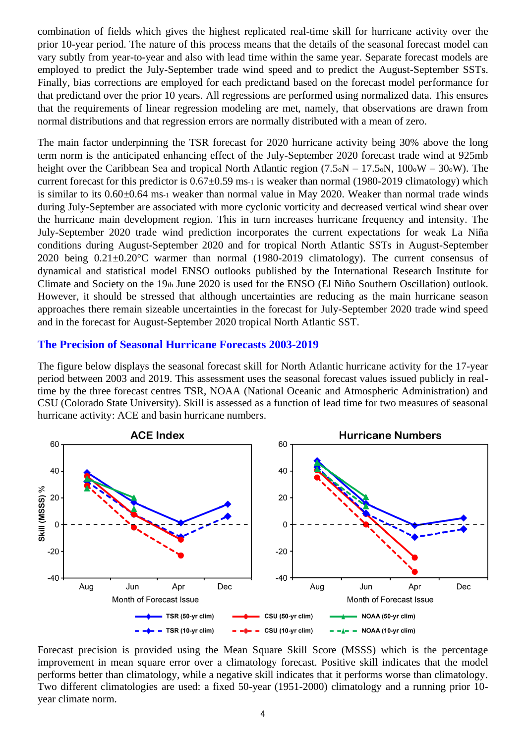combination of fields which gives the highest replicated real-time skill for hurricane activity over the prior 10-year period. The nature of this process means that the details of the seasonal forecast model can vary subtly from year-to-year and also with lead time within the same year. Separate forecast models are employed to predict the July-September trade wind speed and to predict the August-September SSTs. Finally, bias corrections are employed for each predictand based on the forecast model performance for that predictand over the prior 10 years. All regressions are performed using normalized data. This ensures that the requirements of linear regression modeling are met, namely, that observations are drawn from normal distributions and that regression errors are normally distributed with a mean of zero.

The main factor underpinning the TSR forecast for 2020 hurricane activity being 30% above the long term norm is the anticipated enhancing effect of the July-September 2020 forecast trade wind at 925mb height over the Caribbean Sea and tropical North Atlantic region (7.5°N – 17.5°N, 100°W – 30°W). The current forecast for this predictor is 0.67±0.59 $ms^{-1}$ is weaker than normal (1980-2019 climatology) which is similar to its 0.60±0.64 $ms^{-1}$ weaker than normal value in May 2020. Weaker than normal trade winds during July-September are associated with more cyclonic vorticity and decreased vertical wind shear over the hurricane main development region. This in turn increases hurricane frequency and intensity. The July-September 2020 trade wind prediction incorporates the current expectations for weak La Niña conditions during August-September 2020 and for tropical North Atlantic SSTs in August-September 2020 being 0.21±0.20°C warmer than normal (1980-2019 climatology). The current consensus of dynamical and statistical model ENSO outlooks published by the International Research Institute for Climate and Society on the 19th June 2020 is used for the ENSO (El Niño Southern Oscillation) outlook. However, it should be stressed that although uncertainties are reducing as the main hurricane season approaches there remain sizeable uncertainties in the forecast for July-September 2020 trade wind speed and in the forecast for August-September 2020 tropical North Atlantic SST.

## The Precision of Seasonal Hurricane Forecasts 2003-2019

The figure below displays the seasonal forecast skill for North Atlantic hurricane activity for the 17-year period between 2003 and 2019. This assessment uses the seasonal forecast values issued publicly in real-time by the three forecast centres TSR, NOAA (National Oceanic and Atmospheric Administration) and CSU (Colorado State University). Skill is assessed as a function of lead time for two measures of seasonal hurricane activity: ACE and basin hurricane numbers.

Forecast precision is provided using the Mean Square Skill Score (MSSS) which is the percentage improvement in mean square error over a climatology forecast. Positive skill indicates that the model performs better than climatology, while a negative skill indicates that it performs worse than climatology. Two different climatologies are used: a fixed 50-year (1951-2000) climatology and a running prior 10-year climate norm.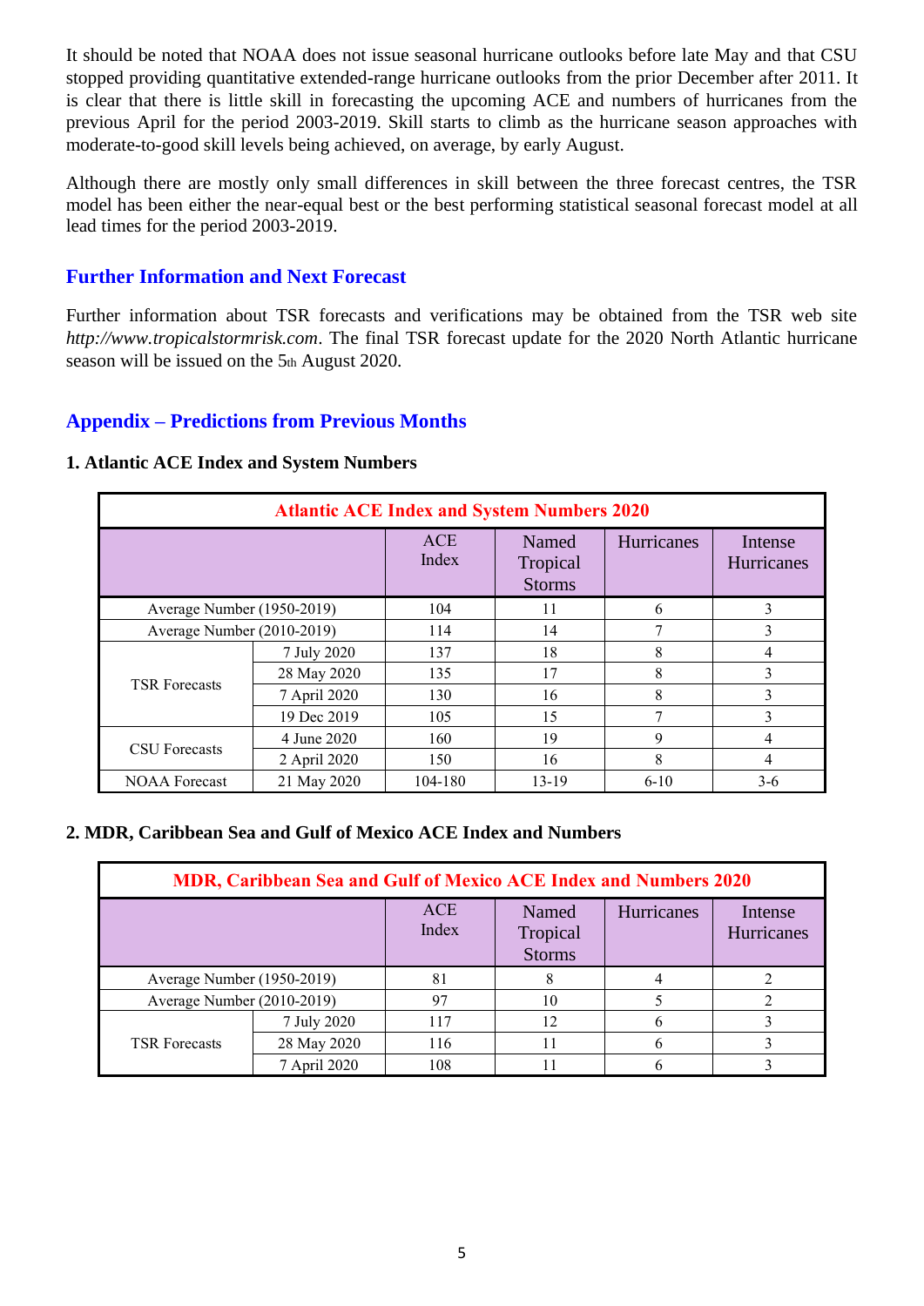It should be noted that NOAA does not issue seasonal hurricane outlooks before late May and that CSU stopped providing quantitative extended-range hurricane outlooks from the prior December after 2011. It is clear that there is little skill in forecasting the upcoming ACE and numbers of hurricanes from the previous April for the period 2003-2019. Skill starts to climb as the hurricane season approaches with moderate-to-good skill levels being achieved, on average, by early August.

Although there are mostly only small differences in skill between the three forecast centres, the TSR model has been either the near-equal best or the best performing statistical seasonal forecast model at all lead times for the period 2003-2019.

## Further Information and Next Forecast

Further information about TSR forecasts and verifications may be obtained from the TSR web site *http://www.tropicalstormrisk.com*. The final TSR forecast update for the 2020 North Atlantic hurricane season will be issued on the 5th August 2020.

## Appendix – Predictions from Previous Months

### 1. Atlantic ACE Index and System Numbers

| Atlantic ACE Index and System Numbers 2020 | | | | | |
|---|---|---|---|---|---|
| | | ACE Index | Named Tropical Storms | Hurricanes | Intense Hurricanes |
| Average Number (1950-2019) | | 104 | 11 | 6 | 3 |
| Average Number (2010-2019) | | 114 | 14 | 7 | 3 |
| TSR Forecasts | 7 July 2020 | 137 | 18 | 8 | 4 |
| | 28 May 2020 | 135 | 17 | 8 | 3 |
| | 7 April 2020 | 130 | 16 | 8 | 3 |
| | 19 Dec 2019 | 105 | 15 | 7 | 3 |
| CSU Forecasts | 4 June 2020 | 160 | 19 | 9 | 4 |
| | 2 April 2020 | 150 | 16 | 8 | 4 |
| NOAA Forecast | 21 May 2020 | 104-180 | 13-19 | 6-10 | 3-6 |

### 2. MDR, Caribbean Sea and Gulf of Mexico ACE Index and Numbers

| MDR, Caribbean Sea and Gulf of Mexico ACE Index and Numbers 2020 | | | | | |
|---|---|---|---|---|---|
| | | ACE Index | Named Tropical Storms | Hurricanes | Intense Hurricanes |
| Average Number (1950-2019) | | 81 | 8 | 4 | 2 |
| Average Number (2010-2019) | | 97 | 10 | 5 | 2 |
| TSR Forecasts | 7 July 2020 | 117 | 12 | 6 | 3 |
| | 28 May 2020 | 116 | 11 | 6 | 3 |
| | 7 April 2020 | 108 | 11 | 6 | 3 |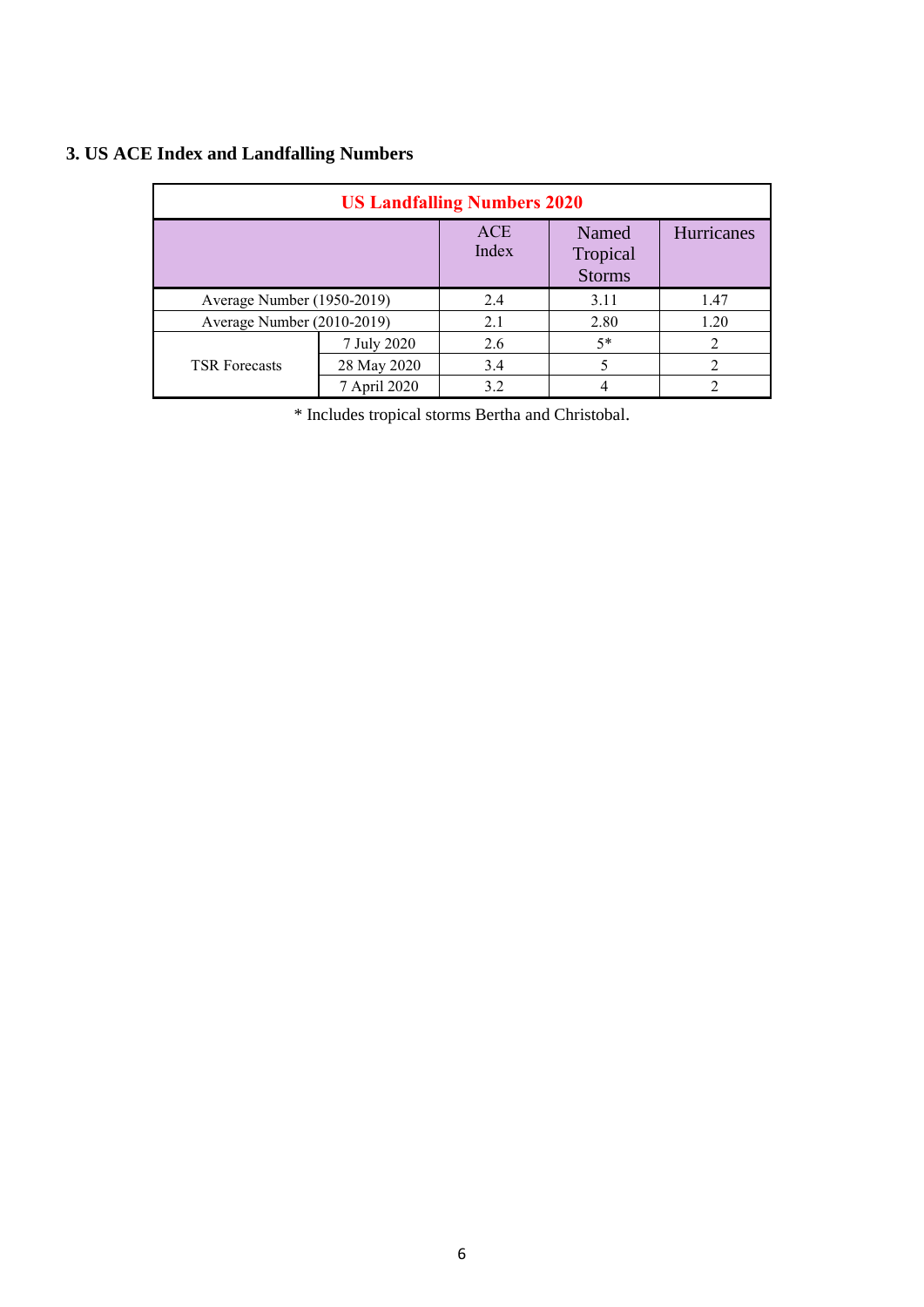### 3. US ACE Index and Landfalling Numbers

| US Landfalling Numbers 2020 | | | | |
|---|---|---|---|---|
| | | ACE Index | Named Tropical Storms | Hurricanes |
| Average Number (1950-2019) | | 2.4 | 3.11 | 1.47 |
| Average Number (2010-2019) | | 2.1 | 2.80 | 1.20 |
| TSR Forecasts | 7 July 2020 | 2.6 | 5* | 2 |
| | 28 May 2020 | 3.4 | 5 | 2 |
| | 7 April 2020 | 3.2 | 4 | 2 |

* Includes tropical storms Bertha and Christobal.